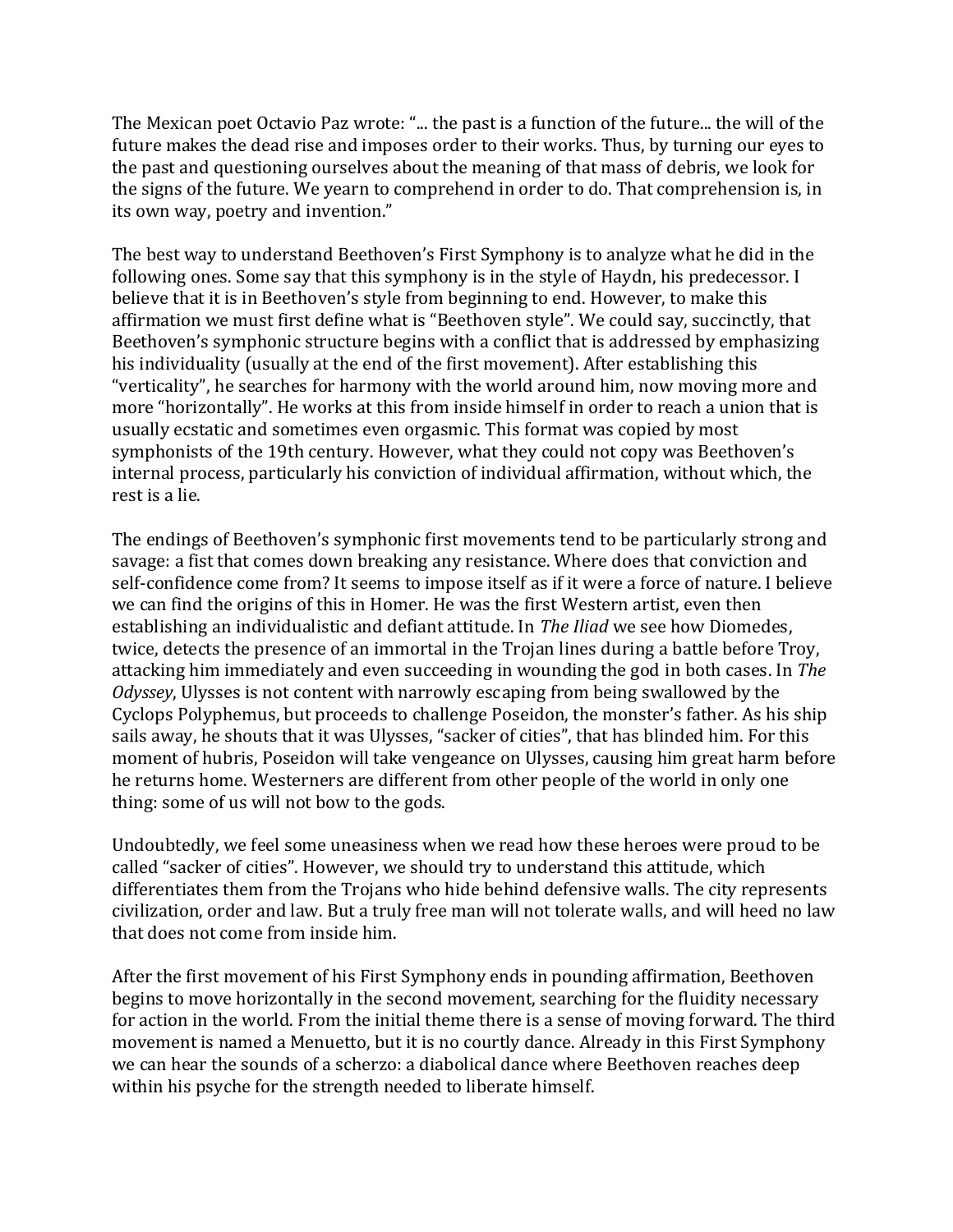The Mexican poet Octavio Paz wrote: "... the past is a function of the future... the will of the future makes the dead rise and imposes order to their works. Thus, by turning our eyes to the past and questioning ourselves about the meaning of that mass of debris, we look for the signs of the future. We yearn to comprehend in order to do. That comprehension is, in its own way, poetry and invention."

The best way to understand Beethoven's First Symphony is to analyze what he did in the following ones. Some say that this symphony is in the style of Haydn, his predecessor. I believe that it is in Beethoven's style from beginning to end. However, to make this affirmation we must first define what is "Beethoven style". We could say, succinctly, that Beethoven's symphonic structure begins with a conflict that is addressed by emphasizing his individuality (usually at the end of the first movement). After establishing this "verticality", he searches for harmony with the world around him, now moving more and more "horizontally". He works at this from inside himself in order to reach a union that is usually ecstatic and sometimes even orgasmic. This format was copied by most symphonists of the 19th century. However, what they could not copy was Beethoven's internal process, particularly his conviction of individual affirmation, without which, the rest is a lie.

The endings of Beethoven's symphonic first movements tend to be particularly strong and savage: a fist that comes down breaking any resistance. Where does that conviction and self-confidence come from? It seems to impose itself as if it were a force of nature. I believe we can find the origins of this in Homer. He was the first Western artist, even then establishing an individualistic and defiant attitude. In *The Iliad* we see how Diomedes, twice, detects the presence of an immortal in the Trojan lines during a battle before Troy, attacking him immediately and even succeeding in wounding the god in both cases. In *The Odyssey*, Ulysses is not content with narrowly escaping from being swallowed by the Cyclops Polyphemus, but proceeds to challenge Poseidon, the monster's father. As his ship sails away, he shouts that it was Ulysses, "sacker of cities", that has blinded him. For this moment of hubris, Poseidon will take vengeance on Ulysses, causing him great harm before he returns home. Westerners are different from other people of the world in only one thing: some of us will not bow to the gods.

Undoubtedly, we feel some uneasiness when we read how these heroes were proud to be called "sacker of cities". However, we should try to understand this attitude, which differentiates them from the Trojans who hide behind defensive walls. The city represents civilization, order and law. But a truly free man will not tolerate walls, and will heed no law that does not come from inside him.

After the first movement of his First Symphony ends in pounding affirmation, Beethoven begins to move horizontally in the second movement, searching for the fluidity necessary for action in the world. From the initial theme there is a sense of moving forward. The third movement is named a Menuetto, but it is no courtly dance. Already in this First Symphony we can hear the sounds of a scherzo: a diabolical dance where Beethoven reaches deep within his psyche for the strength needed to liberate himself.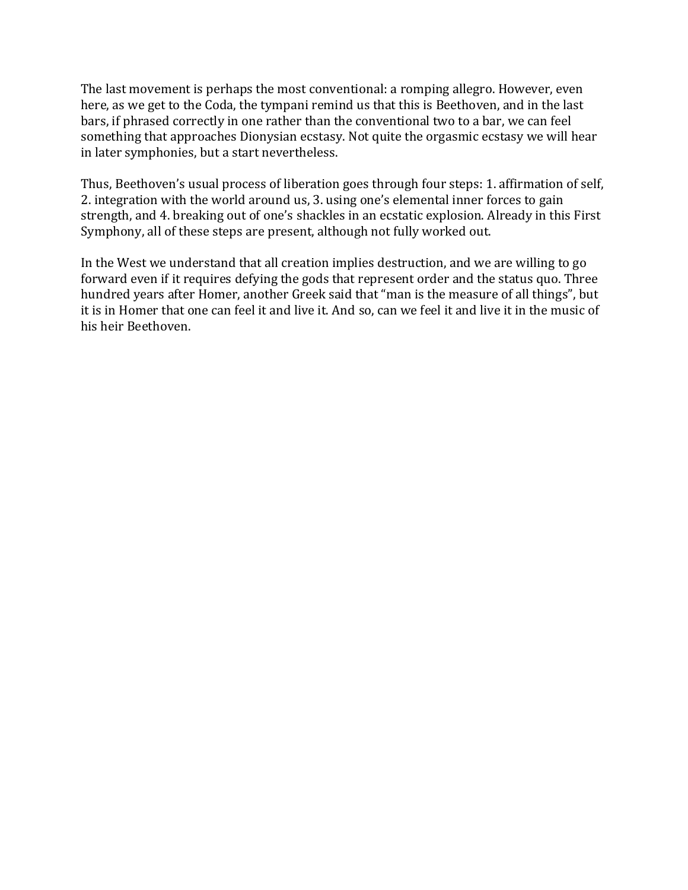The last movement is perhaps the most conventional: a romping allegro. However, even here, as we get to the Coda, the tympani remind us that this is Beethoven, and in the last bars, if phrased correctly in one rather than the conventional two to a bar, we can feel something that approaches Dionysian ecstasy. Not quite the orgasmic ecstasy we will hear in later symphonies, but a start nevertheless.

Thus, Beethoven's usual process of liberation goes through four steps: 1. affirmation of self, 2. integration with the world around us, 3. using one's elemental inner forces to gain strength, and 4. breaking out of one's shackles in an ecstatic explosion. Already in this First Symphony, all of these steps are present, although not fully worked out.

In the West we understand that all creation implies destruction, and we are willing to go forward even if it requires defying the gods that represent order and the status quo. Three hundred years after Homer, another Greek said that "man is the measure of all things", but it is in Homer that one can feel it and live it. And so, can we feel it and live it in the music of his heir Beethoven.